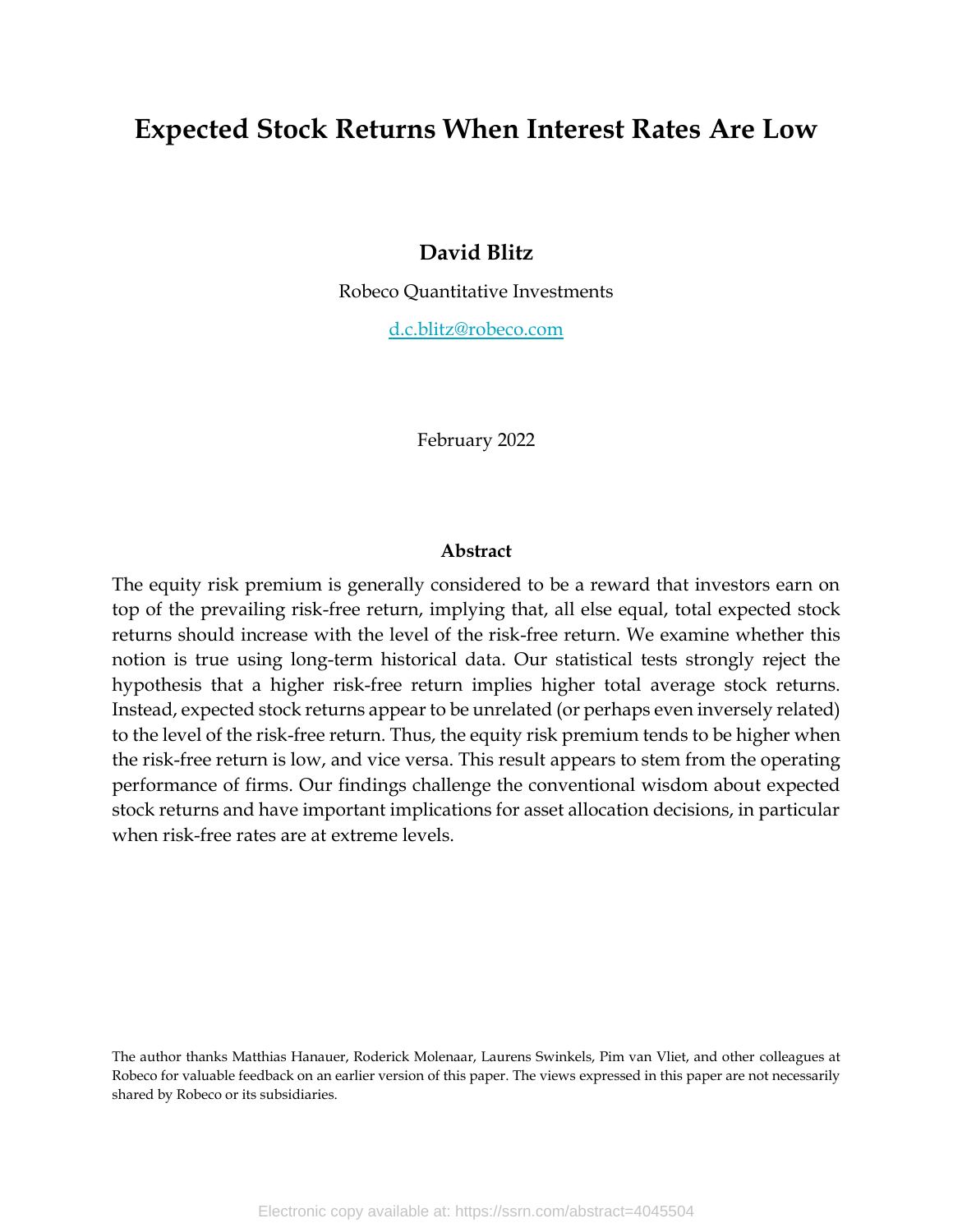# Expected Stock Returns When Interest Rates Are Low

**David Blitz**

Robeco Quantitative Investments

d.c.blitz@robeco.com

February 2022

### Abstract

The equity risk premium is generally considered to be a reward that investors earn on top of the prevailing risk-free return, implying that, all else equal, total expected stock returns should increase with the level of the risk-free return. We examine whether this notion is true using long-term historical data. Our statistical tests strongly reject the hypothesis that a higher risk-free return implies higher total average stock returns. Instead, expected stock returns appear to be unrelated (or perhaps even inversely related) to the level of the risk-free return. Thus, the equity risk premium tends to be higher when the risk-free return is low, and vice versa. This result appears to stem from the operating performance of firms. Our findings challenge the conventional wisdom about expected stock returns and have important implications for asset allocation decisions, in particular when risk-free rates are at extreme levels.

The author thanks Matthias Hanauer, Roderick Molenaar, Laurens Swinkels, Pim van Vliet, and other colleagues at Robeco for valuable feedback on an earlier version of this paper. The views expressed in this paper are not necessarily shared by Robeco or its subsidiaries.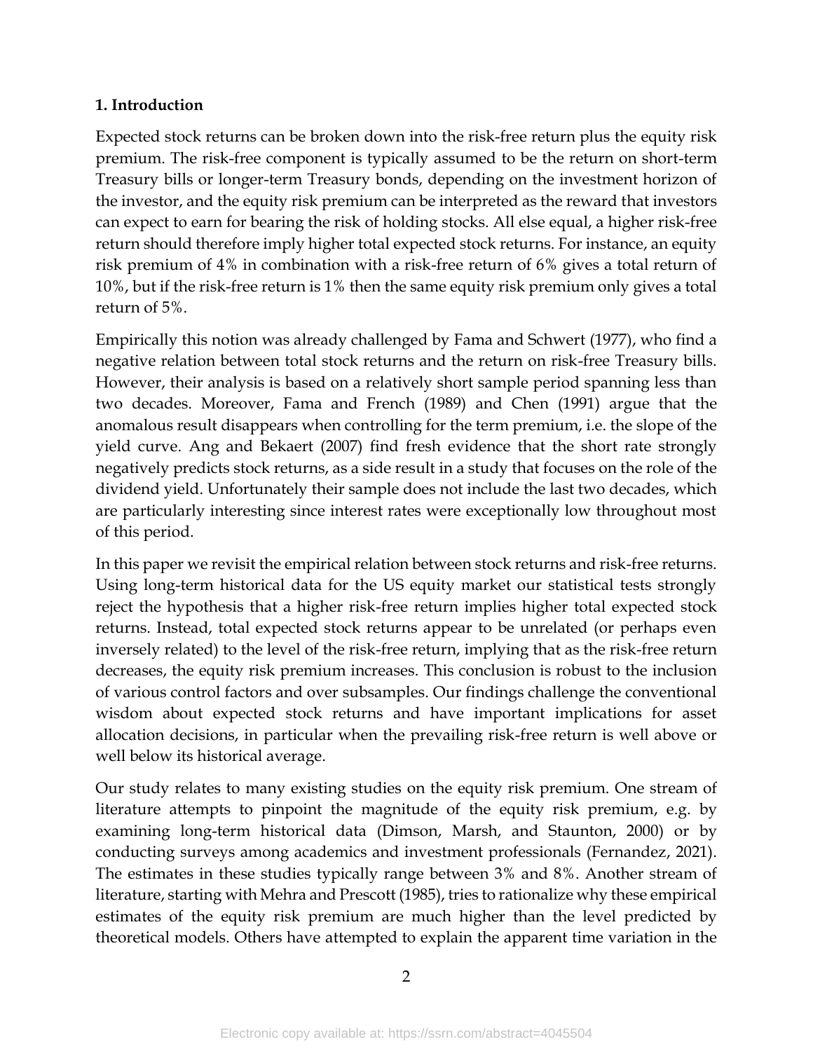## 1. Introduction

Expected stock returns can be broken down into the risk-free return plus the equity risk premium. The risk-free component is typically assumed to be the return on short-term Treasury bills or longer-term Treasury bonds, depending on the investment horizon of the investor, and the equity risk premium can be interpreted as the reward that investors can expect to earn for bearing the risk of holding stocks. All else equal, a higher risk-free return should therefore imply higher total expected stock returns. For instance, an equity risk premium of 4% in combination with a risk-free return of 6% gives a total return of 10%, but if the risk-free return is 1% then the same equity risk premium only gives a total return of 5%.

Empirically this notion was already challenged by Fama and Schwert (1977), who find a negative relation between total stock returns and the return on risk-free Treasury bills. However, their analysis is based on a relatively short sample period spanning less than two decades. Moreover, Fama and French (1989) and Chen (1991) argue that the anomalous result disappears when controlling for the term premium, i.e. the slope of the yield curve. Ang and Bekaert (2007) find fresh evidence that the short rate strongly negatively predicts stock returns, as a side result in a study that focuses on the role of the dividend yield. Unfortunately their sample does not include the last two decades, which are particularly interesting since interest rates were exceptionally low throughout most of this period.

In this paper we revisit the empirical relation between stock returns and risk-free returns. Using long-term historical data for the US equity market our statistical tests strongly reject the hypothesis that a higher risk-free return implies higher total expected stock returns. Instead, total expected stock returns appear to be unrelated (or perhaps even inversely related) to the level of the risk-free return, implying that as the risk-free return decreases, the equity risk premium increases. This conclusion is robust to the inclusion of various control factors and over subsamples. Our findings challenge the conventional wisdom about expected stock returns and have important implications for asset allocation decisions, in particular when the prevailing risk-free return is well above or well below its historical average.

Our study relates to many existing studies on the equity risk premium. One stream of literature attempts to pinpoint the magnitude of the equity risk premium, e.g. by examining long-term historical data (Dimson, Marsh, and Staunton, 2000) or by conducting surveys among academics and investment professionals (Fernandez, 2021). The estimates in these studies typically range between 3% and 8%. Another stream of literature, starting with Mehra and Prescott (1985), tries to rationalize why these empirical estimates of the equity risk premium are much higher than the level predicted by theoretical models. Others have attempted to explain the apparent time variation in the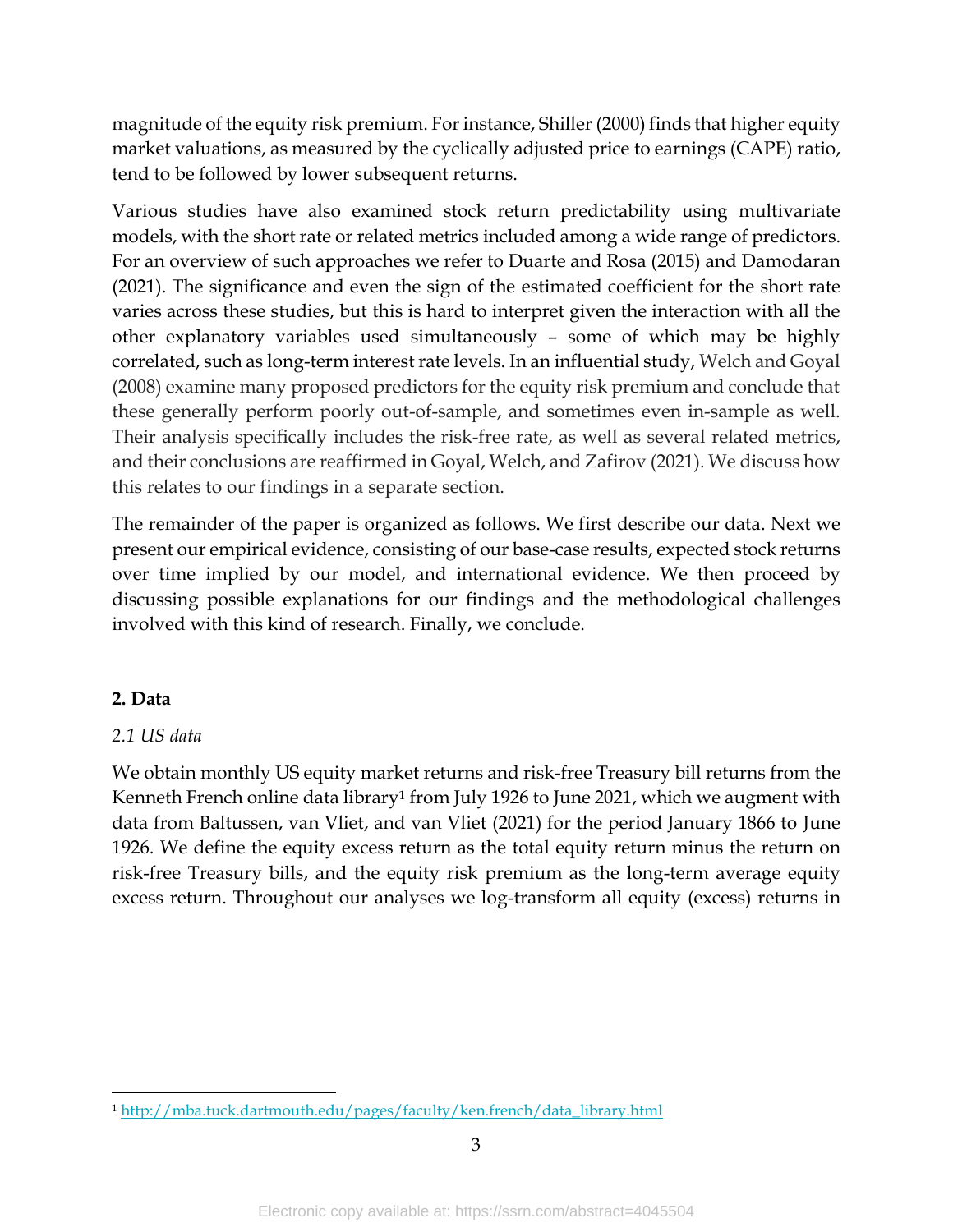magnitude of the equity risk premium. For instance, Shiller (2000) finds that higher equity market valuations, as measured by the cyclically adjusted price to earnings (CAPE) ratio, tend to be followed by lower subsequent returns.

Various studies have also examined stock return predictability using multivariate models, with the short rate or related metrics included among a wide range of predictors. For an overview of such approaches we refer to Duarte and Rosa (2015) and Damodaran (2021). The significance and even the sign of the estimated coefficient for the short rate varies across these studies, but this is hard to interpret given the interaction with all the other explanatory variables used simultaneously – some of which may be highly correlated, such as long-term interest rate levels. In an influential study, Welch and Goyal (2008) examine many proposed predictors for the equity risk premium and conclude that these generally perform poorly out-of-sample, and sometimes even in-sample as well. Their analysis specifically includes the risk-free rate, as well as several related metrics, and their conclusions are reaffirmed in Goyal, Welch, and Zafirov (2021). We discuss how this relates to our findings in a separate section.

The remainder of the paper is organized as follows. We first describe our data. Next we present our empirical evidence, consisting of our base-case results, expected stock returns over time implied by our model, and international evidence. We then proceed by discussing possible explanations for our findings and the methodological challenges involved with this kind of research. Finally, we conclude.

## 2. Data

### *2.1 US data*

We obtain monthly US equity market returns and risk-free Treasury bill returns from the Kenneth French online data library[1] from July 1926 to June 2021, which we augment with data from Baltussen, van Vliet, and van Vliet (2021) for the period January 1866 to June 1926. We define the equity excess return as the total equity return minus the return on risk-free Treasury bills, and the equity risk premium as the long-term average equity excess return. Throughout our analyses we log-transform all equity (excess) returns in

[1] http://mba.tuck.dartmouth.edu/pages/faculty/ken.french/data_library.html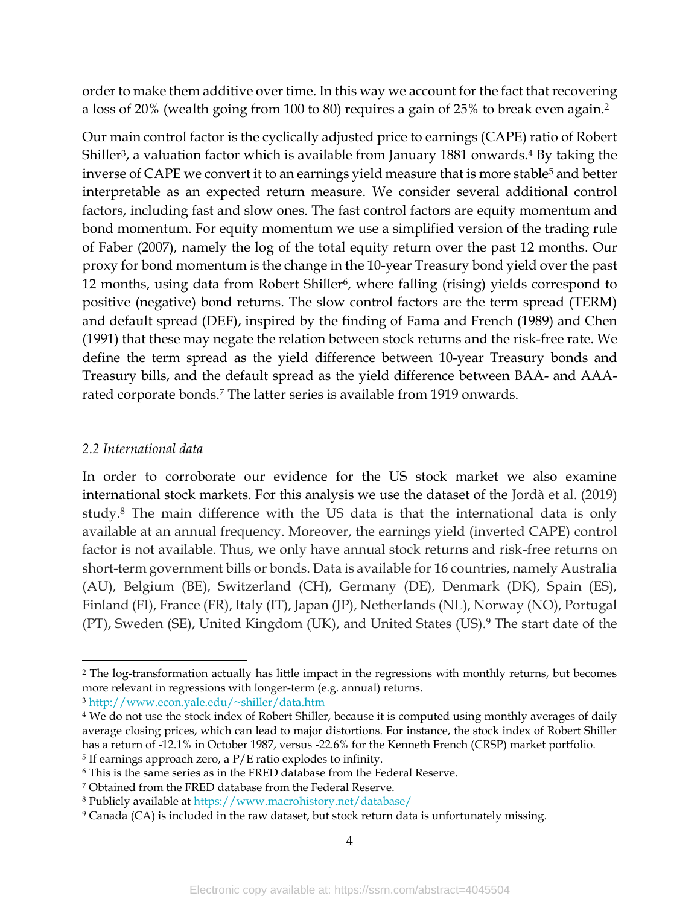order to make them additive over time. In this way we account for the fact that recovering a loss of 20% (wealth going from 100 to 80) requires a gain of 25% to break even again.[2]

Our main control factor is the cyclically adjusted price to earnings (CAPE) ratio of Robert Shiller[3], a valuation factor which is available from January 1881 onwards.[4] By taking the inverse of CAPE we convert it to an earnings yield measure that is more stable[5] and better interpretable as an expected return measure. We consider several additional control factors, including fast and slow ones. The fast control factors are equity momentum and bond momentum. For equity momentum we use a simplified version of the trading rule of Faber (2007), namely the log of the total equity return over the past 12 months. Our proxy for bond momentum is the change in the 10-year Treasury bond yield over the past 12 months, using data from Robert Shiller[6], where falling (rising) yields correspond to positive (negative) bond returns. The slow control factors are the term spread (TERM) and default spread (DEF), inspired by the finding of Fama and French (1989) and Chen (1991) that these may negate the relation between stock returns and the risk-free rate. We define the term spread as the yield difference between 10-year Treasury bonds and Treasury bills, and the default spread as the yield difference between BAA- and AAA-rated corporate bonds.[7] The latter series is available from 1919 onwards.

### *2.2 International data*

In order to corroborate our evidence for the US stock market we also examine international stock markets. For this analysis we use the dataset of the Jordà et al. (2019) study.[8] The main difference with the US data is that the international data is only available at an annual frequency. Moreover, the earnings yield (inverted CAPE) control factor is not available. Thus, we only have annual stock returns and risk-free returns on short-term government bills or bonds. Data is available for 16 countries, namely Australia (AU), Belgium (BE), Switzerland (CH), Germany (DE), Denmark (DK), Spain (ES), Finland (FI), France (FR), Italy (IT), Japan (JP), Netherlands (NL), Norway (NO), Portugal (PT), Sweden (SE), United Kingdom (UK), and United States (US).[9] The start date of the

---

[2] The log-transformation actually has little impact in the regressions with monthly returns, but becomes more relevant in regressions with longer-term (e.g. annual) returns.

[3] http://www.econ.yale.edu/~shiller/data.htm

[4] We do not use the stock index of Robert Shiller, because it is computed using monthly averages of daily average closing prices, which can lead to major distortions. For instance, the stock index of Robert Shiller has a return of -12.1% in October 1987, versus -22.6% for the Kenneth French (CRSP) market portfolio.

[5] If earnings approach zero, a P/E ratio explodes to infinity.

[6] This is the same series as in the FRED database from the Federal Reserve.

[7] Obtained from the FRED database from the Federal Reserve.

[8] Publicly available at https://www.macrohistory.net/database/

[9] Canada (CA) is included in the raw dataset, but stock return data is unfortunately missing.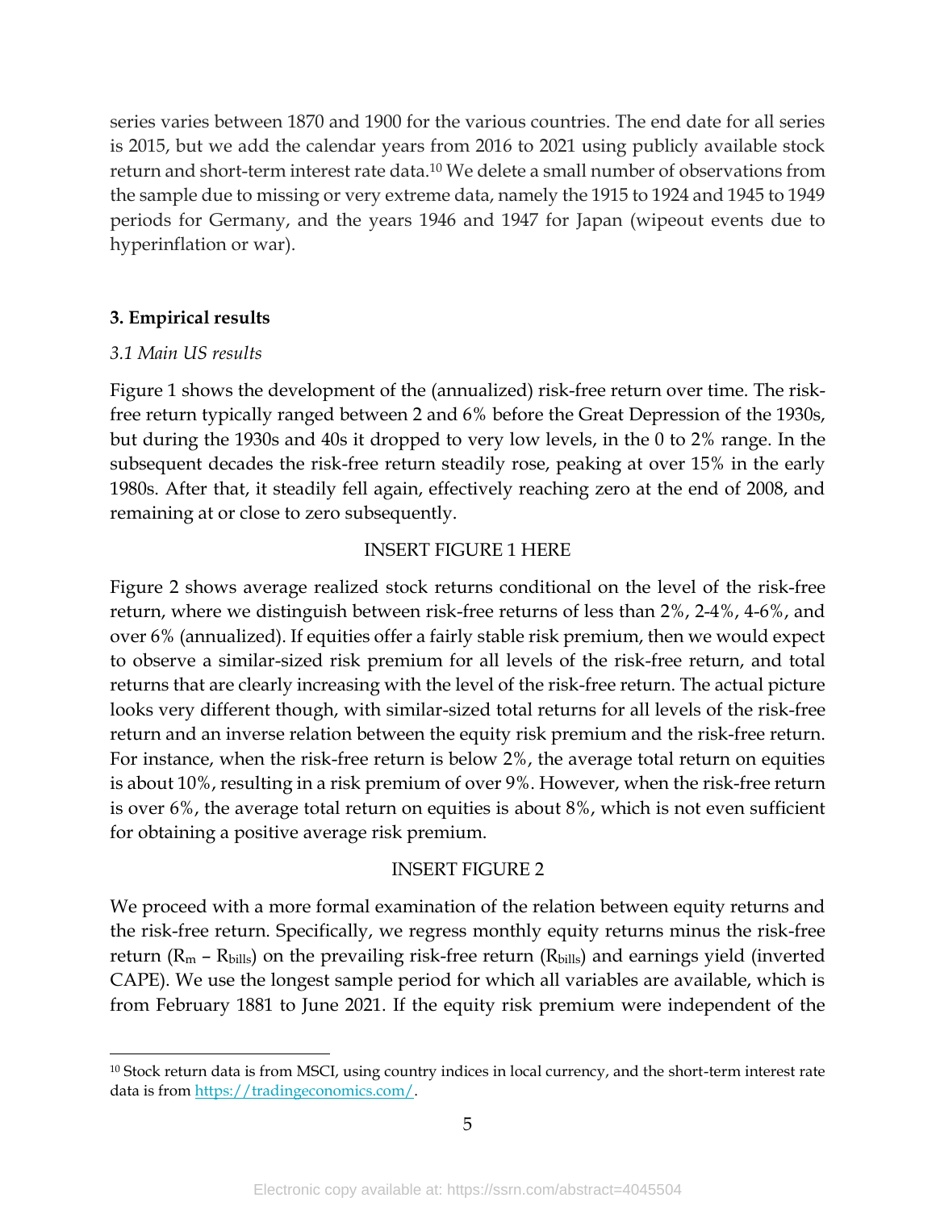series varies between 1870 and 1900 for the various countries. The end date for all series is 2015, but we add the calendar years from 2016 to 2021 using publicly available stock return and short-term interest rate data.[10] We delete a small number of observations from the sample due to missing or very extreme data, namely the 1915 to 1924 and 1945 to 1949 periods for Germany, and the years 1946 and 1947 for Japan (wipeout events due to hyperinflation or war).

## 3. Empirical results

### *3.1 Main US results*

Figure 1 shows the development of the (annualized) risk-free return over time. The risk-free return typically ranged between 2 and 6% before the Great Depression of the 1930s, but during the 1930s and 40s it dropped to very low levels, in the 0 to 2% range. In the subsequent decades the risk-free return steadily rose, peaking at over 15% in the early 1980s. After that, it steadily fell again, effectively reaching zero at the end of 2008, and remaining at or close to zero subsequently.

INSERT FIGURE 1 HERE

Figure 2 shows average realized stock returns conditional on the level of the risk-free return, where we distinguish between risk-free returns of less than 2%, 2-4%, 4-6%, and over 6% (annualized). If equities offer a fairly stable risk premium, then we would expect to observe a similar-sized risk premium for all levels of the risk-free return, and total returns that are clearly increasing with the level of the risk-free return. The actual picture looks very different though, with similar-sized total returns for all levels of the risk-free return and an inverse relation between the equity risk premium and the risk-free return. For instance, when the risk-free return is below 2%, the average total return on equities is about 10%, resulting in a risk premium of over 9%. However, when the risk-free return is over 6%, the average total return on equities is about 8%, which is not even sufficient for obtaining a positive average risk premium.

INSERT FIGURE 2

We proceed with a more formal examination of the relation between equity returns and the risk-free return. Specifically, we regress monthly equity returns minus the risk-free return ($R_m$ – $R_{bills}$) on the prevailing risk-free return ($R_{bills}$) and earnings yield (inverted CAPE). We use the longest sample period for which all variables are available, which is from February 1881 to June 2021. If the equity risk premium were independent of the

[10] Stock return data is from MSCI, using country indices in local currency, and the short-term interest rate data is from https://tradingeconomics.com/.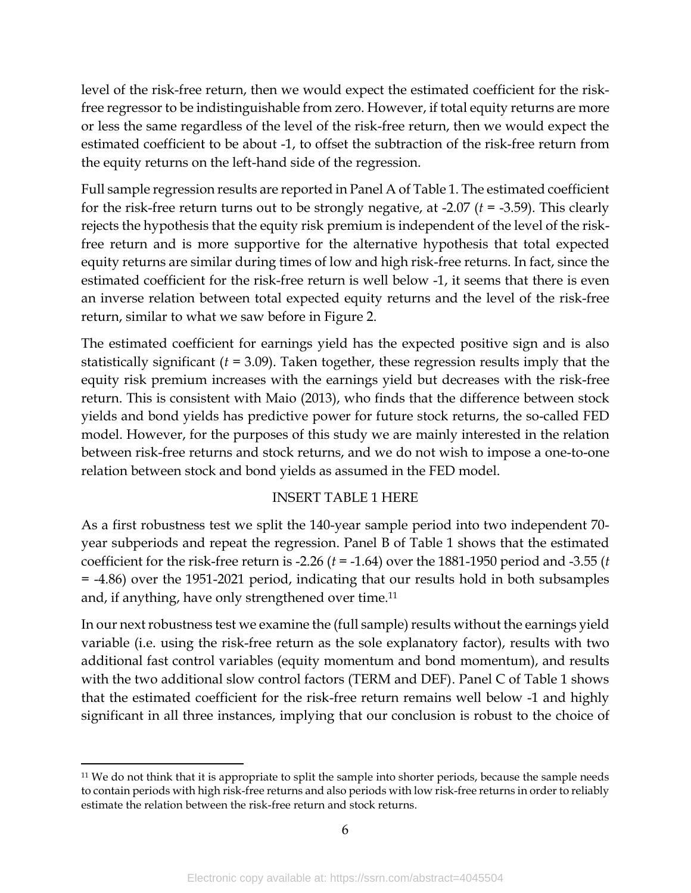level of the risk-free return, then we would expect the estimated coefficient for the risk-free regressor to be indistinguishable from zero. However, if total equity returns are more or less the same regardless of the level of the risk-free return, then we would expect the estimated coefficient to be about -1, to offset the subtraction of the risk-free return from the equity returns on the left-hand side of the regression.

Full sample regression results are reported in Panel A of Table 1. The estimated coefficient for the risk-free return turns out to be strongly negative, at -2.07 ($t$ = -3.59). This clearly rejects the hypothesis that the equity risk premium is independent of the level of the risk-free return and is more supportive for the alternative hypothesis that total expected equity returns are similar during times of low and high risk-free returns. In fact, since the estimated coefficient for the risk-free return is well below -1, it seems that there is even an inverse relation between total expected equity returns and the level of the risk-free return, similar to what we saw before in Figure 2.

The estimated coefficient for earnings yield has the expected positive sign and is also statistically significant ($t$ = 3.09). Taken together, these regression results imply that the equity risk premium increases with the earnings yield but decreases with the risk-free return. This is consistent with Maio (2013), who finds that the difference between stock yields and bond yields has predictive power for future stock returns, the so-called FED model. However, for the purposes of this study we are mainly interested in the relation between risk-free returns and stock returns, and we do not wish to impose a one-to-one relation between stock and bond yields as assumed in the FED model.

INSERT TABLE 1 HERE

As a first robustness test we split the 140-year sample period into two independent 70-year subperiods and repeat the regression. Panel B of Table 1 shows that the estimated coefficient for the risk-free return is -2.26 ($t$ = -1.64) over the 1881-1950 period and -3.55 ($t$ = -4.86) over the 1951-2021 period, indicating that our results hold in both subsamples and, if anything, have only strengthened over time.[11]

In our next robustness test we examine the (full sample) results without the earnings yield variable (i.e. using the risk-free return as the sole explanatory factor), results with two additional fast control variables (equity momentum and bond momentum), and results with the two additional slow control factors (TERM and DEF). Panel C of Table 1 shows that the estimated coefficient for the risk-free return remains well below -1 and highly significant in all three instances, implying that our conclusion is robust to the choice of

[11] We do not think that it is appropriate to split the sample into shorter periods, because the sample needs to contain periods with high risk-free returns and also periods with low risk-free returns in order to reliably estimate the relation between the risk-free return and stock returns.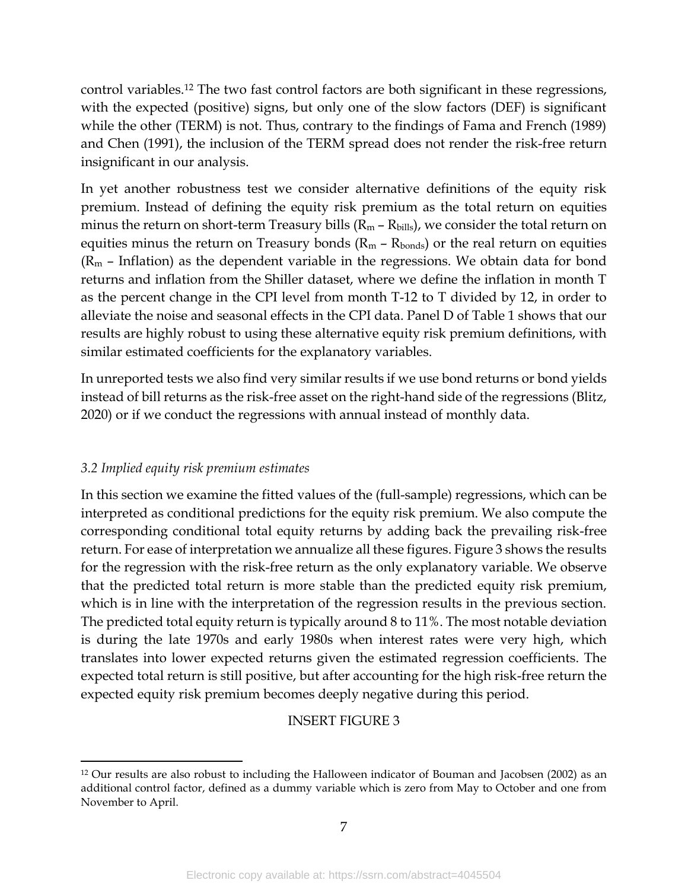control variables.[12] The two fast control factors are both significant in these regressions, with the expected (positive) signs, but only one of the slow factors (DEF) is significant while the other (TERM) is not. Thus, contrary to the findings of Fama and French (1989) and Chen (1991), the inclusion of the TERM spread does not render the risk-free return insignificant in our analysis.

In yet another robustness test we consider alternative definitions of the equity risk premium. Instead of defining the equity risk premium as the total return on equities minus the return on short-term Treasury bills ($R_m - R_{bills}$), we consider the total return on equities minus the return on Treasury bonds ($R_m - R_{bonds}$) or the real return on equities ($R_m$ – Inflation) as the dependent variable in the regressions. We obtain data for bond returns and inflation from the Shiller dataset, where we define the inflation in month T as the percent change in the CPI level from month T-12 to T divided by 12, in order to alleviate the noise and seasonal effects in the CPI data. Panel D of Table 1 shows that our results are highly robust to using these alternative equity risk premium definitions, with similar estimated coefficients for the explanatory variables.

In unreported tests we also find very similar results if we use bond returns or bond yields instead of bill returns as the risk-free asset on the right-hand side of the regressions (Blitz, 2020) or if we conduct the regressions with annual instead of monthly data.

### *3.2 Implied equity risk premium estimates*

In this section we examine the fitted values of the (full-sample) regressions, which can be interpreted as conditional predictions for the equity risk premium. We also compute the corresponding conditional total equity returns by adding back the prevailing risk-free return. For ease of interpretation we annualize all these figures. Figure 3 shows the results for the regression with the risk-free return as the only explanatory variable. We observe that the predicted total return is more stable than the predicted equity risk premium, which is in line with the interpretation of the regression results in the previous section. The predicted total equity return is typically around 8 to 11%. The most notable deviation is during the late 1970s and early 1980s when interest rates were very high, which translates into lower expected returns given the estimated regression coefficients. The expected total return is still positive, but after accounting for the high risk-free return the expected equity risk premium becomes deeply negative during this period.

INSERT FIGURE 3

---

[12] Our results are also robust to including the Halloween indicator of Bouman and Jacobsen (2002) as an additional control factor, defined as a dummy variable which is zero from May to October and one from November to April.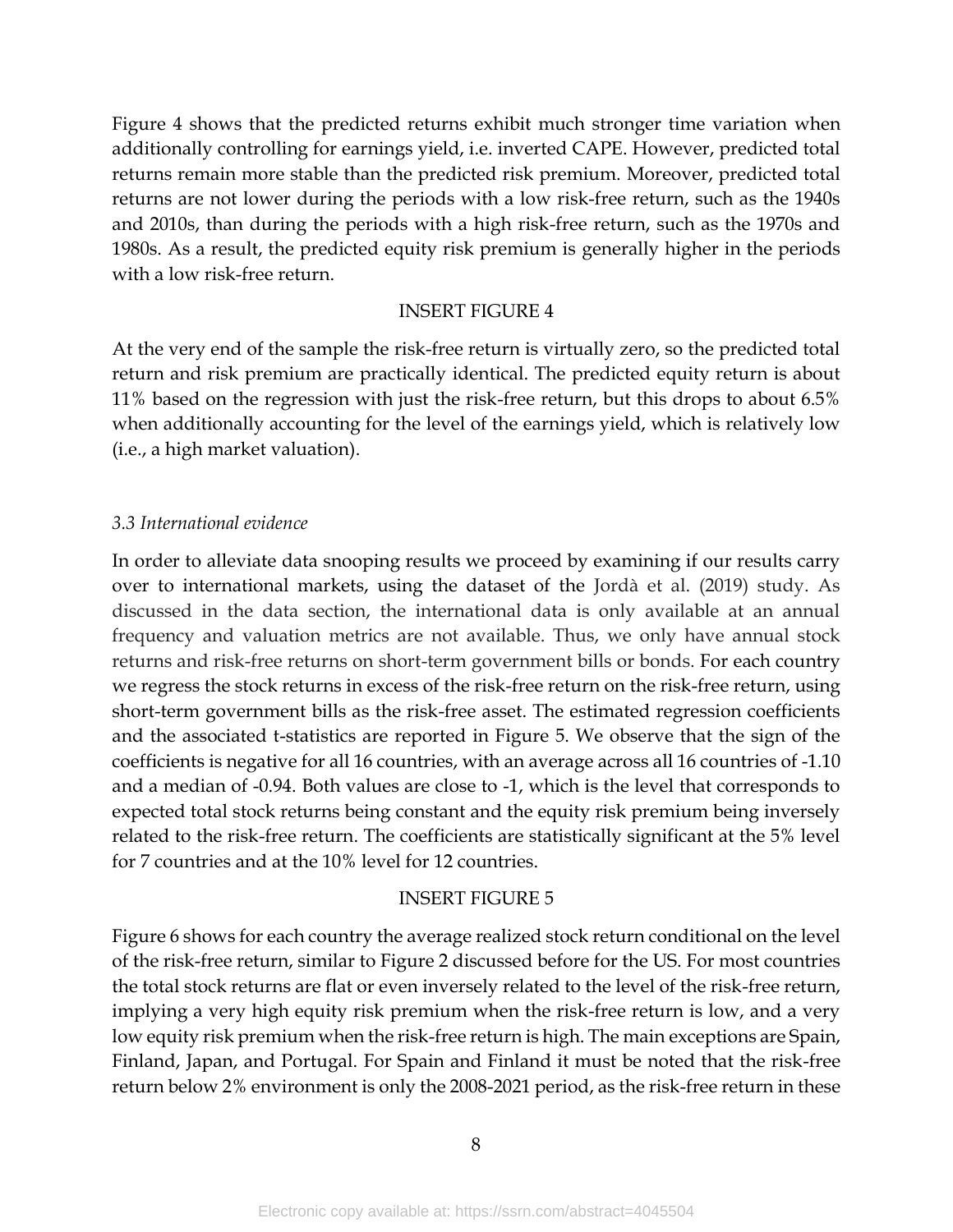Figure 4 shows that the predicted returns exhibit much stronger time variation when additionally controlling for earnings yield, i.e. inverted CAPE. However, predicted total returns remain more stable than the predicted risk premium. Moreover, predicted total returns are not lower during the periods with a low risk-free return, such as the 1940s and 2010s, than during the periods with a high risk-free return, such as the 1970s and 1980s. As a result, the predicted equity risk premium is generally higher in the periods with a low risk-free return.

INSERT FIGURE 4

At the very end of the sample the risk-free return is virtually zero, so the predicted total return and risk premium are practically identical. The predicted equity return is about 11% based on the regression with just the risk-free return, but this drops to about 6.5% when additionally accounting for the level of the earnings yield, which is relatively low (i.e., a high market valuation).

### *3.3 International evidence*

In order to alleviate data snooping results we proceed by examining if our results carry over to international markets, using the dataset of the Jordà et al. (2019) study. As discussed in the data section, the international data is only available at an annual frequency and valuation metrics are not available. Thus, we only have annual stock returns and risk-free returns on short-term government bills or bonds. For each country we regress the stock returns in excess of the risk-free return on the risk-free return, using short-term government bills as the risk-free asset. The estimated regression coefficients and the associated t-statistics are reported in Figure 5. We observe that the sign of the coefficients is negative for all 16 countries, with an average across all 16 countries of -1.10 and a median of -0.94. Both values are close to -1, which is the level that corresponds to expected total stock returns being constant and the equity risk premium being inversely related to the risk-free return. The coefficients are statistically significant at the 5% level for 7 countries and at the 10% level for 12 countries.

INSERT FIGURE 5

Figure 6 shows for each country the average realized stock return conditional on the level of the risk-free return, similar to Figure 2 discussed before for the US. For most countries the total stock returns are flat or even inversely related to the level of the risk-free return, implying a very high equity risk premium when the risk-free return is low, and a very low equity risk premium when the risk-free return is high. The main exceptions are Spain, Finland, Japan, and Portugal. For Spain and Finland it must be noted that the risk-free return below 2% environment is only the 2008-2021 period, as the risk-free return in these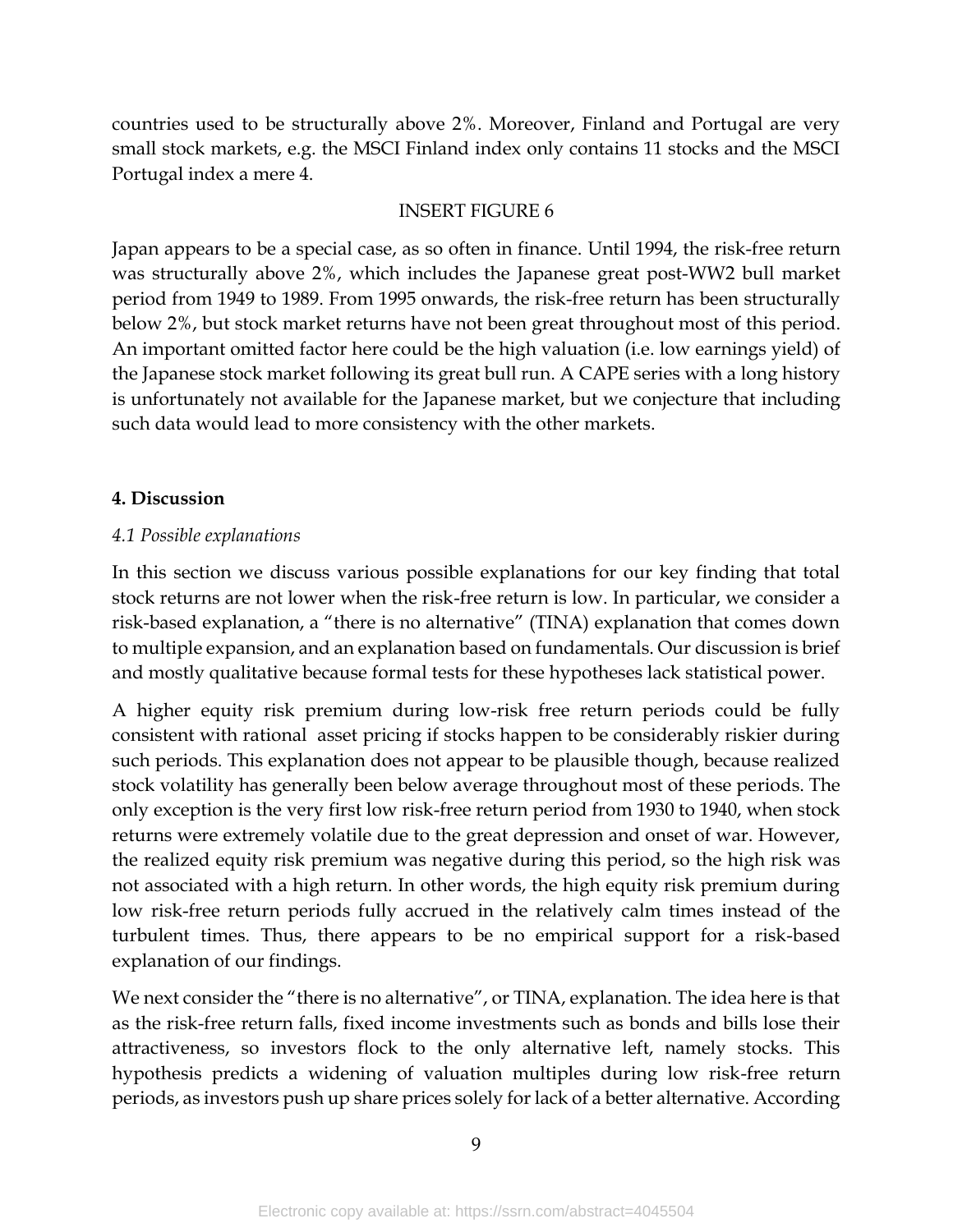countries used to be structurally above 2%. Moreover, Finland and Portugal are very small stock markets, e.g. the MSCI Finland index only contains 11 stocks and the MSCI Portugal index a mere 4.

INSERT FIGURE 6

Japan appears to be a special case, as so often in finance. Until 1994, the risk-free return was structurally above 2%, which includes the Japanese great post-WW2 bull market period from 1949 to 1989. From 1995 onwards, the risk-free return has been structurally below 2%, but stock market returns have not been great throughout most of this period. An important omitted factor here could be the high valuation (i.e. low earnings yield) of the Japanese stock market following its great bull run. A CAPE series with a long history is unfortunately not available for the Japanese market, but we conjecture that including such data would lead to more consistency with the other markets.

## 4. Discussion

### *4.1 Possible explanations*

In this section we discuss various possible explanations for our key finding that total stock returns are not lower when the risk-free return is low. In particular, we consider a risk-based explanation, a "there is no alternative" (TINA) explanation that comes down to multiple expansion, and an explanation based on fundamentals. Our discussion is brief and mostly qualitative because formal tests for these hypotheses lack statistical power.

A higher equity risk premium during low-risk free return periods could be fully consistent with rational asset pricing if stocks happen to be considerably riskier during such periods. This explanation does not appear to be plausible though, because realized stock volatility has generally been below average throughout most of these periods. The only exception is the very first low risk-free return period from 1930 to 1940, when stock returns were extremely volatile due to the great depression and onset of war. However, the realized equity risk premium was negative during this period, so the high risk was not associated with a high return. In other words, the high equity risk premium during low risk-free return periods fully accrued in the relatively calm times instead of the turbulent times. Thus, there appears to be no empirical support for a risk-based explanation of our findings.

We next consider the "there is no alternative", or TINA, explanation. The idea here is that as the risk-free return falls, fixed income investments such as bonds and bills lose their attractiveness, so investors flock to the only alternative left, namely stocks. This hypothesis predicts a widening of valuation multiples during low risk-free return periods, as investors push up share prices solely for lack of a better alternative. According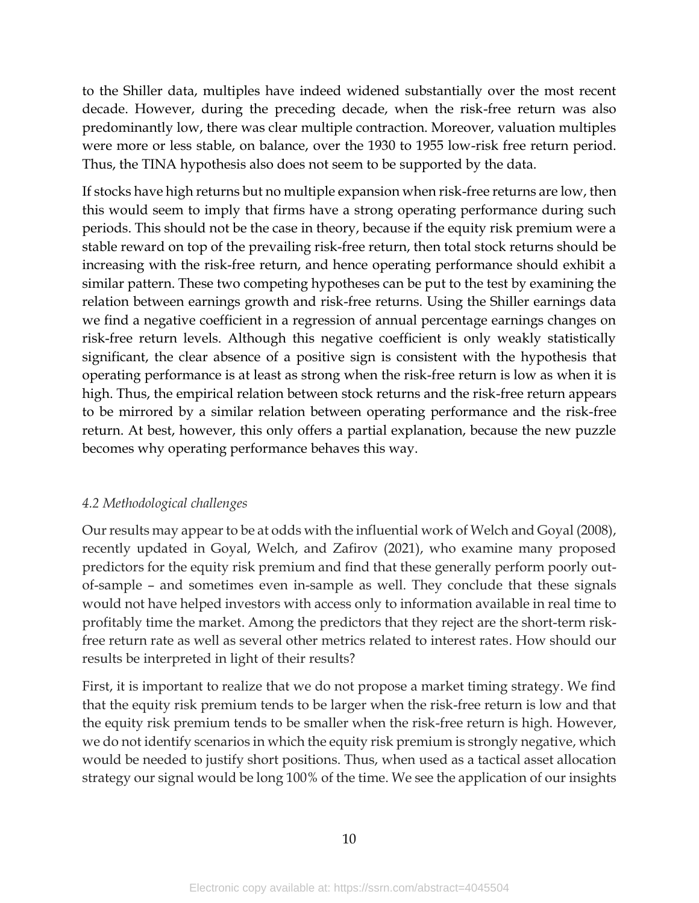to the Shiller data, multiples have indeed widened substantially over the most recent decade. However, during the preceding decade, when the risk-free return was also predominantly low, there was clear multiple contraction. Moreover, valuation multiples were more or less stable, on balance, over the 1930 to 1955 low-risk free return period. Thus, the TINA hypothesis also does not seem to be supported by the data.

If stocks have high returns but no multiple expansion when risk-free returns are low, then this would seem to imply that firms have a strong operating performance during such periods. This should not be the case in theory, because if the equity risk premium were a stable reward on top of the prevailing risk-free return, then total stock returns should be increasing with the risk-free return, and hence operating performance should exhibit a similar pattern. These two competing hypotheses can be put to the test by examining the relation between earnings growth and risk-free returns. Using the Shiller earnings data we find a negative coefficient in a regression of annual percentage earnings changes on risk-free return levels. Although this negative coefficient is only weakly statistically significant, the clear absence of a positive sign is consistent with the hypothesis that operating performance is at least as strong when the risk-free return is low as when it is high. Thus, the empirical relation between stock returns and the risk-free return appears to be mirrored by a similar relation between operating performance and the risk-free return. At best, however, this only offers a partial explanation, because the new puzzle becomes why operating performance behaves this way.

### *4.2 Methodological challenges*

Our results may appear to be at odds with the influential work of Welch and Goyal (2008), recently updated in Goyal, Welch, and Zafirov (2021), who examine many proposed predictors for the equity risk premium and find that these generally perform poorly out-of-sample – and sometimes even in-sample as well. They conclude that these signals would not have helped investors with access only to information available in real time to profitably time the market. Among the predictors that they reject are the short-term risk-free return rate as well as several other metrics related to interest rates. How should our results be interpreted in light of their results?

First, it is important to realize that we do not propose a market timing strategy. We find that the equity risk premium tends to be larger when the risk-free return is low and that the equity risk premium tends to be smaller when the risk-free return is high. However, we do not identify scenarios in which the equity risk premium is strongly negative, which would be needed to justify short positions. Thus, when used as a tactical asset allocation strategy our signal would be long 100% of the time. We see the application of our insights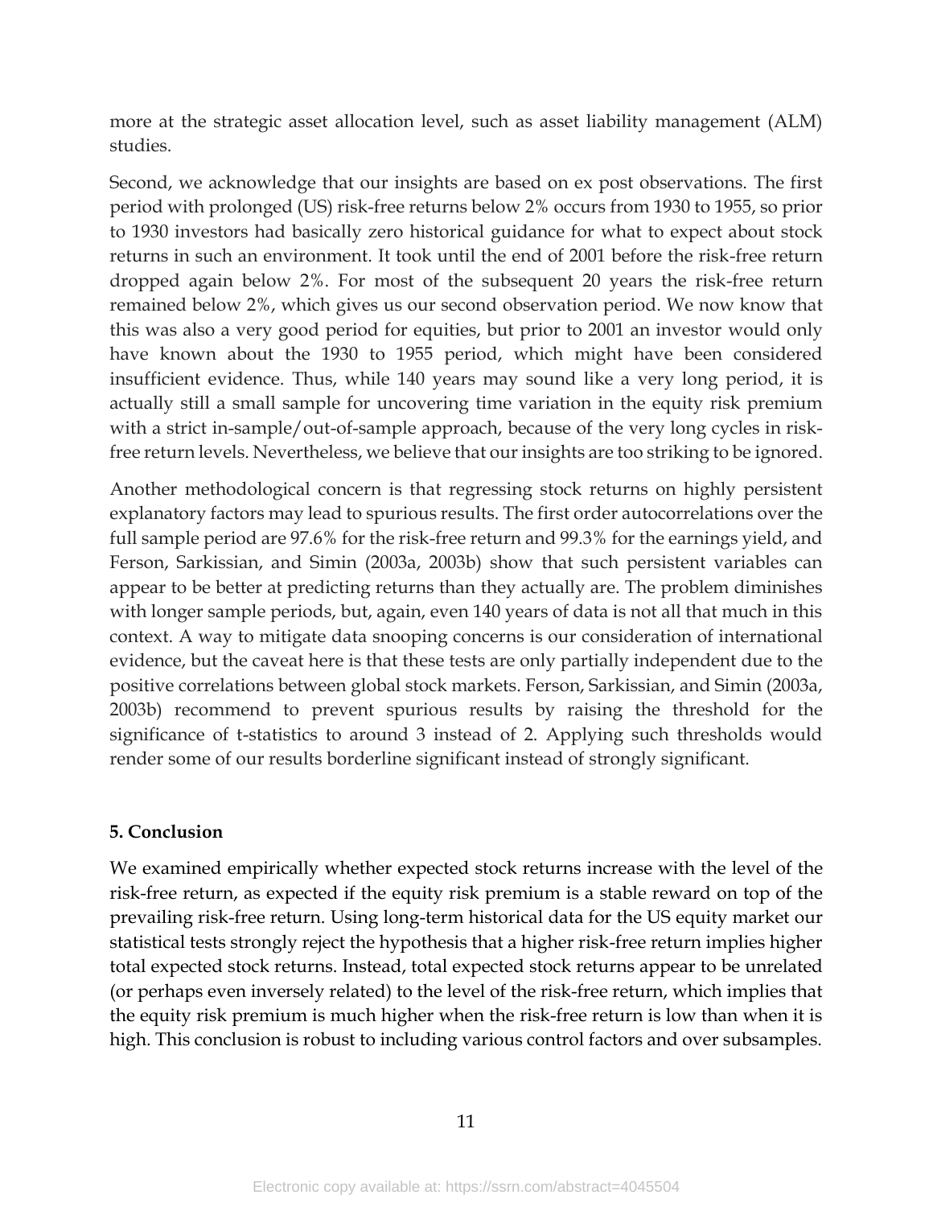more at the strategic asset allocation level, such as asset liability management (ALM) studies.

Second, we acknowledge that our insights are based on ex post observations. The first period with prolonged (US) risk-free returns below 2% occurs from 1930 to 1955, so prior to 1930 investors had basically zero historical guidance for what to expect about stock returns in such an environment. It took until the end of 2001 before the risk-free return dropped again below 2%. For most of the subsequent 20 years the risk-free return remained below 2%, which gives us our second observation period. We now know that this was also a very good period for equities, but prior to 2001 an investor would only have known about the 1930 to 1955 period, which might have been considered insufficient evidence. Thus, while 140 years may sound like a very long period, it is actually still a small sample for uncovering time variation in the equity risk premium with a strict in-sample/out-of-sample approach, because of the very long cycles in risk-free return levels. Nevertheless, we believe that our insights are too striking to be ignored.

Another methodological concern is that regressing stock returns on highly persistent explanatory factors may lead to spurious results. The first order autocorrelations over the full sample period are 97.6% for the risk-free return and 99.3% for the earnings yield, and Ferson, Sarkissian, and Simin (2003a, 2003b) show that such persistent variables can appear to be better at predicting returns than they actually are. The problem diminishes with longer sample periods, but, again, even 140 years of data is not all that much in this context. A way to mitigate data snooping concerns is our consideration of international evidence, but the caveat here is that these tests are only partially independent due to the positive correlations between global stock markets. Ferson, Sarkissian, and Simin (2003a, 2003b) recommend to prevent spurious results by raising the threshold for the significance of t-statistics to around 3 instead of 2. Applying such thresholds would render some of our results borderline significant instead of strongly significant.

## 5. Conclusion

We examined empirically whether expected stock returns increase with the level of the risk-free return, as expected if the equity risk premium is a stable reward on top of the prevailing risk-free return. Using long-term historical data for the US equity market our statistical tests strongly reject the hypothesis that a higher risk-free return implies higher total expected stock returns. Instead, total expected stock returns appear to be unrelated (or perhaps even inversely related) to the level of the risk-free return, which implies that the equity risk premium is much higher when the risk-free return is low than when it is high. This conclusion is robust to including various control factors and over subsamples.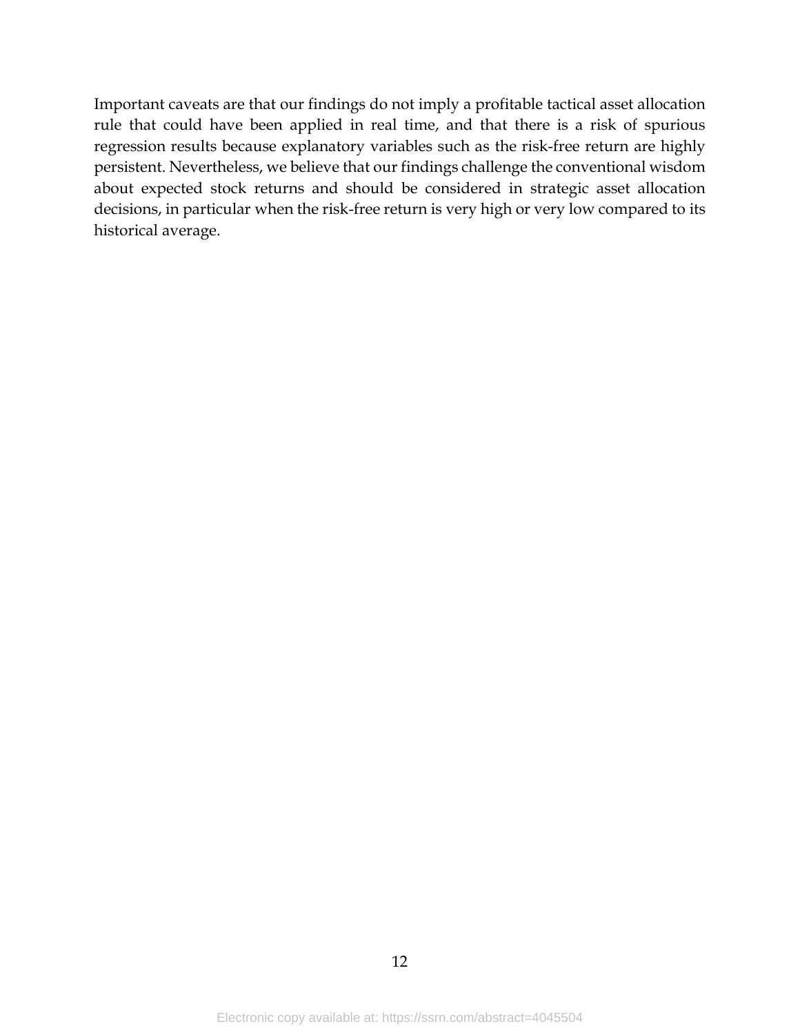Important caveats are that our findings do not imply a profitable tactical asset allocation rule that could have been applied in real time, and that there is a risk of spurious regression results because explanatory variables such as the risk-free return are highly persistent. Nevertheless, we believe that our findings challenge the conventional wisdom about expected stock returns and should be considered in strategic asset allocation decisions, in particular when the risk-free return is very high or very low compared to its historical average.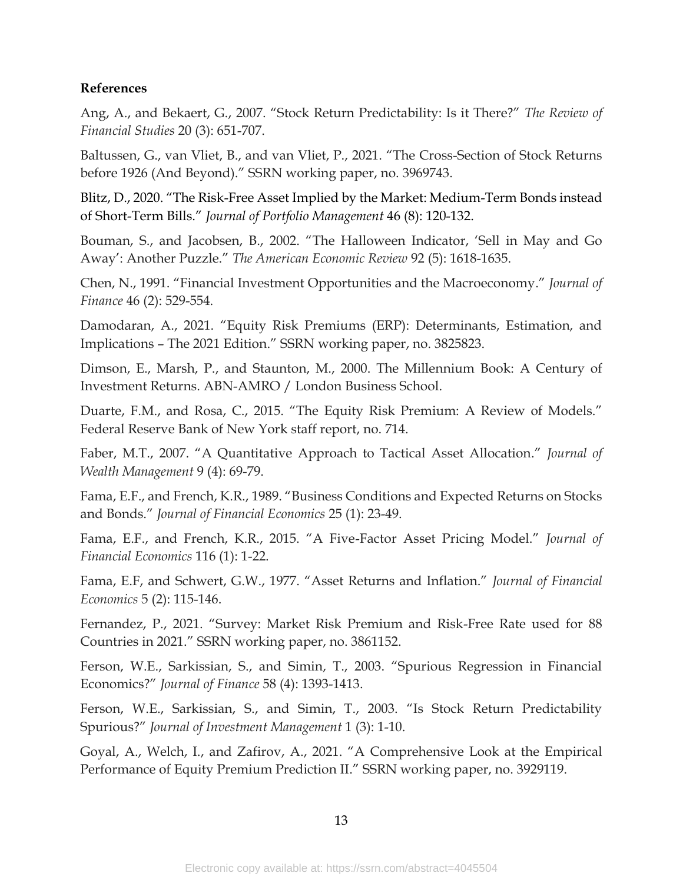**References**

Ang, A., and Bekaert, G., 2007. "Stock Return Predictability: Is it There?" *The Review of Financial Studies* 20 (3): 651-707.

Baltussen, G., van Vliet, B., and van Vliet, P., 2021. "The Cross-Section of Stock Returns before 1926 (And Beyond)." SSRN working paper, no. 3969743.

Blitz, D., 2020. "The Risk-Free Asset Implied by the Market: Medium-Term Bonds instead of Short-Term Bills." *Journal of Portfolio Management* 46 (8): 120-132.

Bouman, S., and Jacobsen, B., 2002. "The Halloween Indicator, 'Sell in May and Go Away': Another Puzzle." *The American Economic Review* 92 (5): 1618-1635.

Chen, N., 1991. "Financial Investment Opportunities and the Macroeconomy." *Journal of Finance* 46 (2): 529-554.

Damodaran, A., 2021. "Equity Risk Premiums (ERP): Determinants, Estimation, and Implications – The 2021 Edition." SSRN working paper, no. 3825823.

Dimson, E., Marsh, P., and Staunton, M., 2000. The Millennium Book: A Century of Investment Returns. ABN-AMRO / London Business School.

Duarte, F.M., and Rosa, C., 2015. "The Equity Risk Premium: A Review of Models." Federal Reserve Bank of New York staff report, no. 714.

Faber, M.T., 2007. "A Quantitative Approach to Tactical Asset Allocation." *Journal of Wealth Management* 9 (4): 69-79.

Fama, E.F., and French, K.R., 1989. "Business Conditions and Expected Returns on Stocks and Bonds." *Journal of Financial Economics* 25 (1): 23-49.

Fama, E.F., and French, K.R., 2015. "A Five-Factor Asset Pricing Model." *Journal of Financial Economics* 116 (1): 1-22.

Fama, E.F, and Schwert, G.W., 1977. "Asset Returns and Inflation." *Journal of Financial Economics* 5 (2): 115-146.

Fernandez, P., 2021. "Survey: Market Risk Premium and Risk-Free Rate used for 88 Countries in 2021." SSRN working paper, no. 3861152.

Ferson, W.E., Sarkissian, S., and Simin, T., 2003. "Spurious Regression in Financial Economics?" *Journal of Finance* 58 (4): 1393-1413.

Ferson, W.E., Sarkissian, S., and Simin, T., 2003. "Is Stock Return Predictability Spurious?" *Journal of Investment Management* 1 (3): 1-10.

Goyal, A., Welch, I., and Zafirov, A., 2021. "A Comprehensive Look at the Empirical Performance of Equity Premium Prediction II." SSRN working paper, no. 3929119.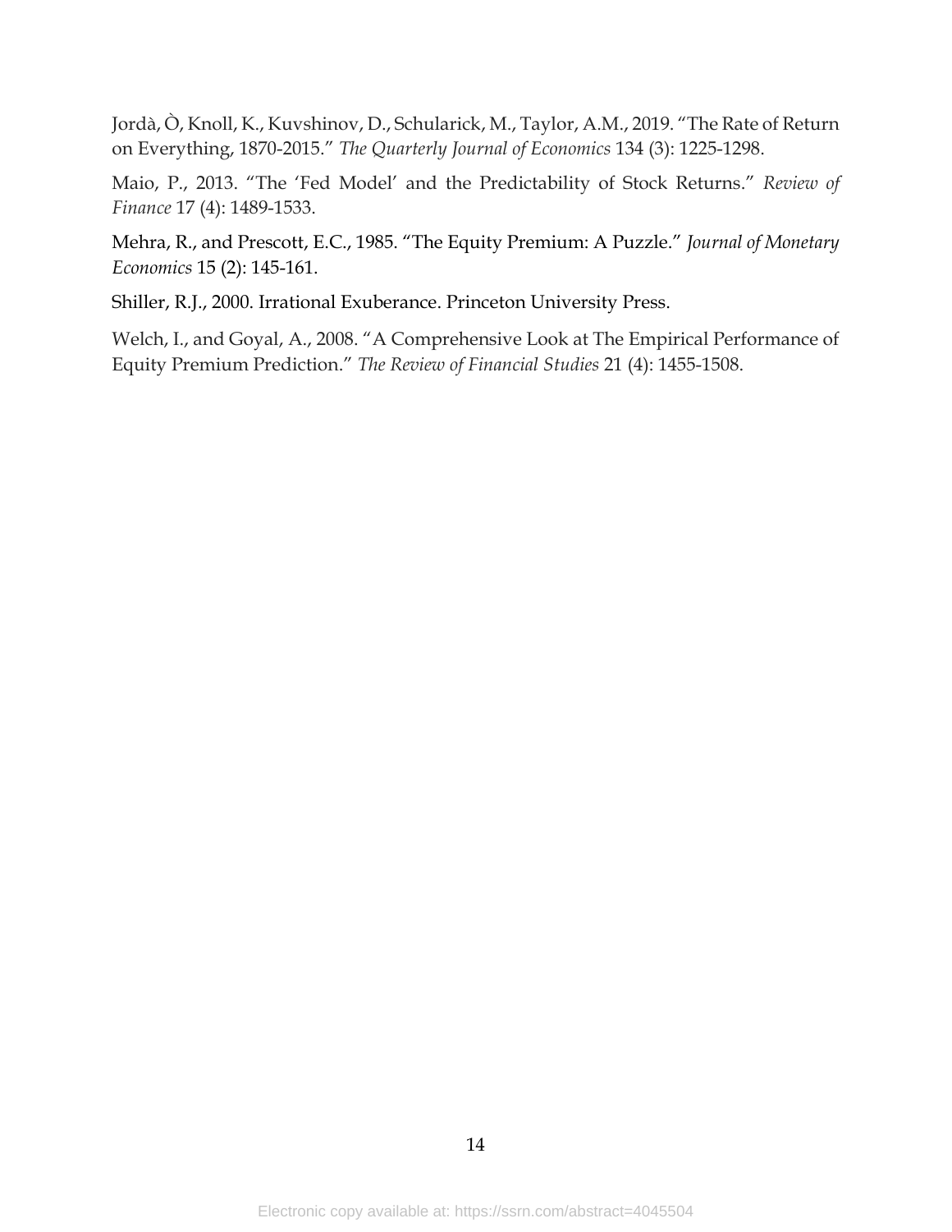Jordà, Ò, Knoll, K., Kuvshinov, D., Schularick, M., Taylor, A.M., 2019. "The Rate of Return on Everything, 1870-2015." *The Quarterly Journal of Economics* 134 (3): 1225-1298.

Maio, P., 2013. "The 'Fed Model' and the Predictability of Stock Returns." *Review of Finance* 17 (4): 1489-1533.

Mehra, R., and Prescott, E.C., 1985. "The Equity Premium: A Puzzle." *Journal of Monetary Economics* 15 (2): 145-161.

Shiller, R.J., 2000. Irrational Exuberance. Princeton University Press.

Welch, I., and Goyal, A., 2008. "A Comprehensive Look at The Empirical Performance of Equity Premium Prediction." *The Review of Financial Studies* 21 (4): 1455-1508.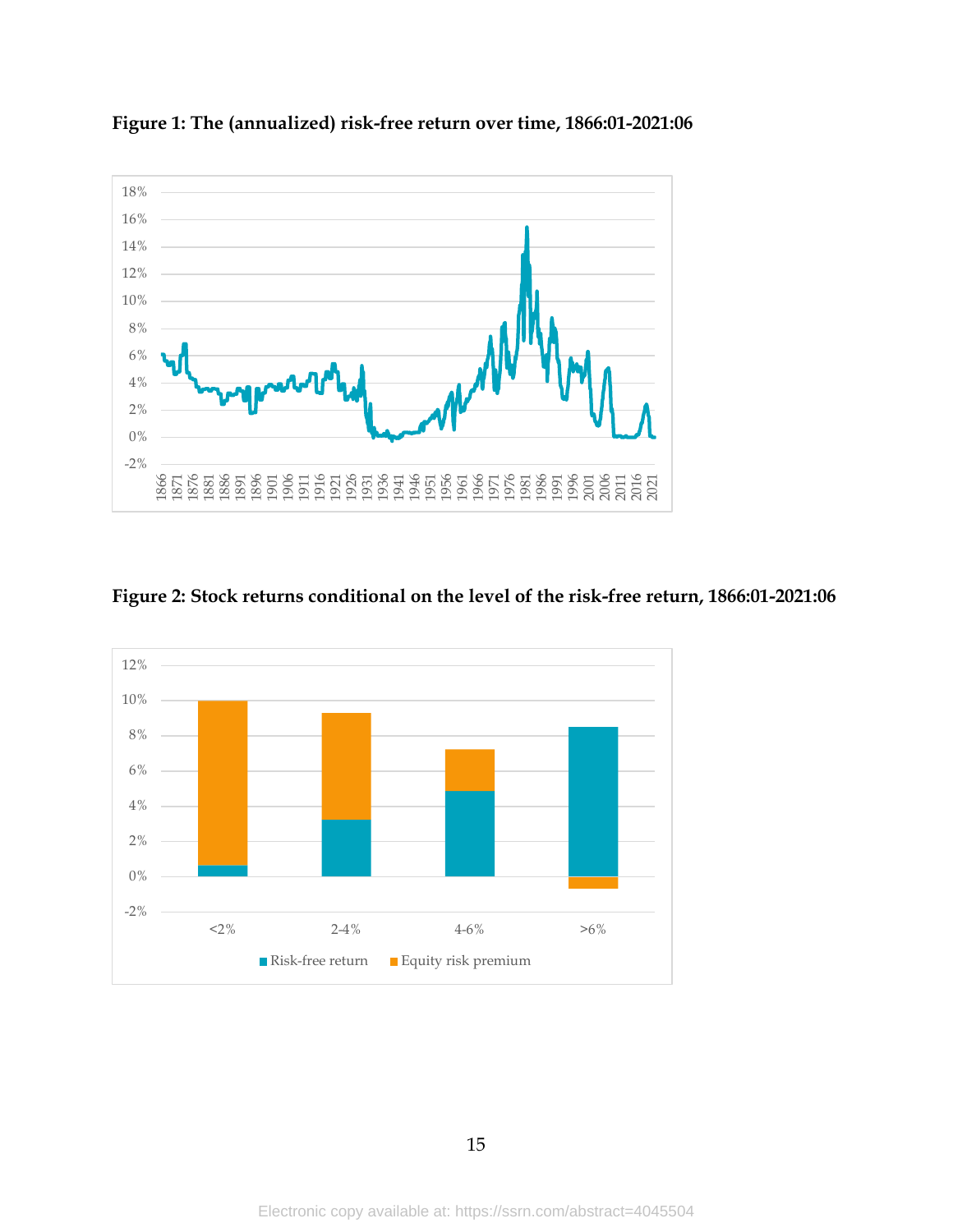**Figure 1: The (annualized) risk-free return over time, 1866:01-2021:06**

**Figure 2: Stock returns conditional on the level of the risk-free return, 1866:01-2021:06**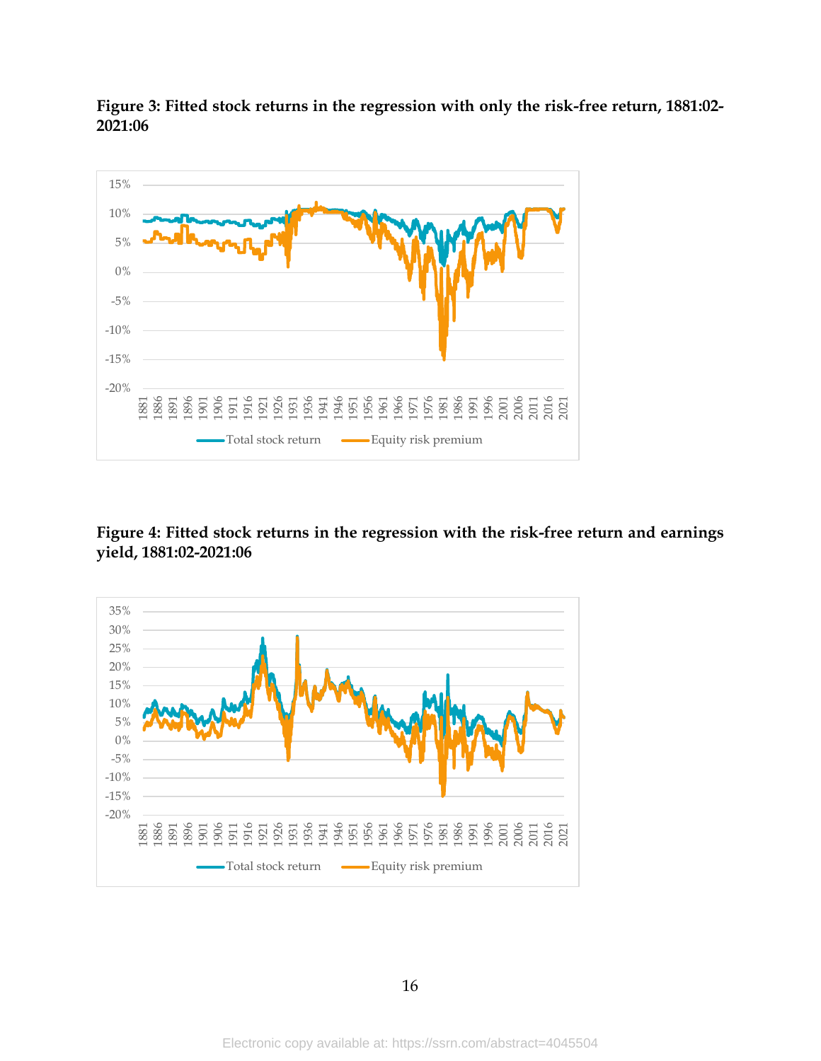**Figure 3: Fitted stock returns in the regression with only the risk-free return, 1881:02-2021:06**

**Figure 4: Fitted stock returns in the regression with the risk-free return and earnings yield, 1881:02-2021:06**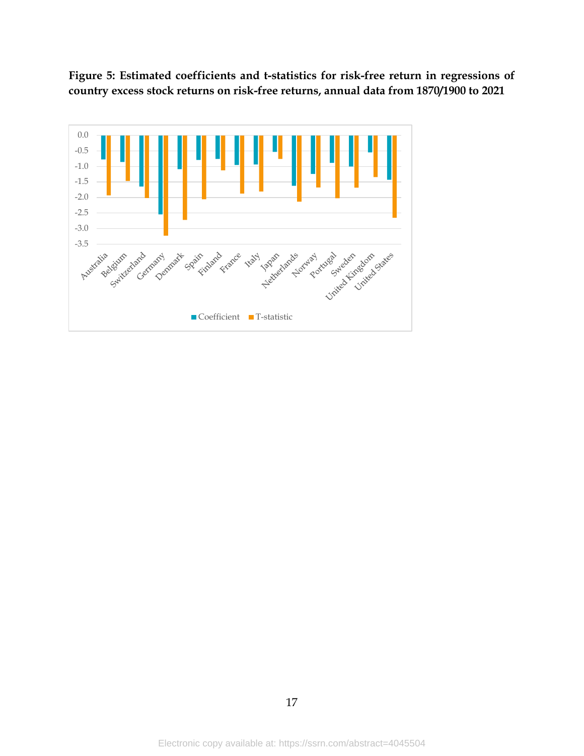**Figure 5: Estimated coefficients and t-statistics for risk-free return in regressions of country excess stock returns on risk-free returns, annual data from 1870/1900 to 2021**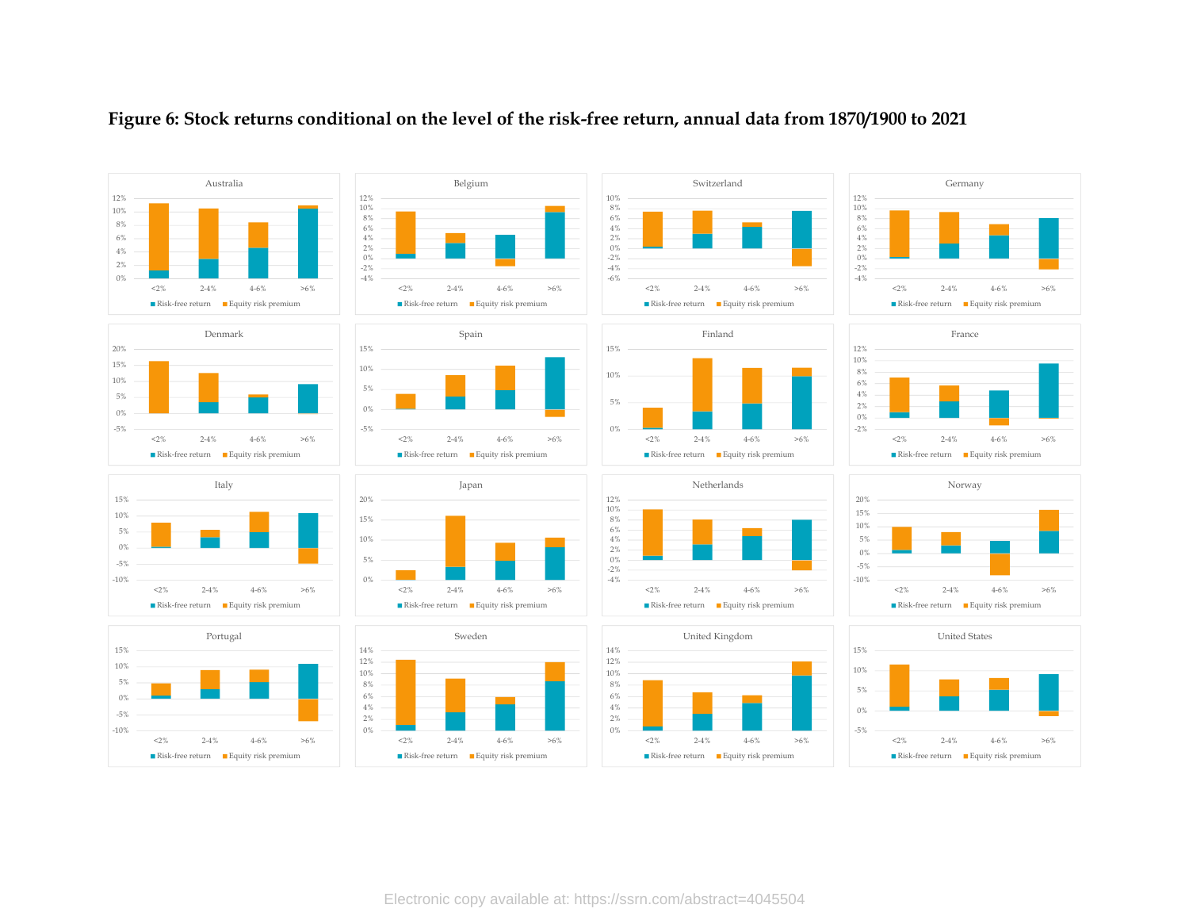**Figure 6: Stock returns conditional on the level of the risk-free return, annual data from 1870/1900 to 2021**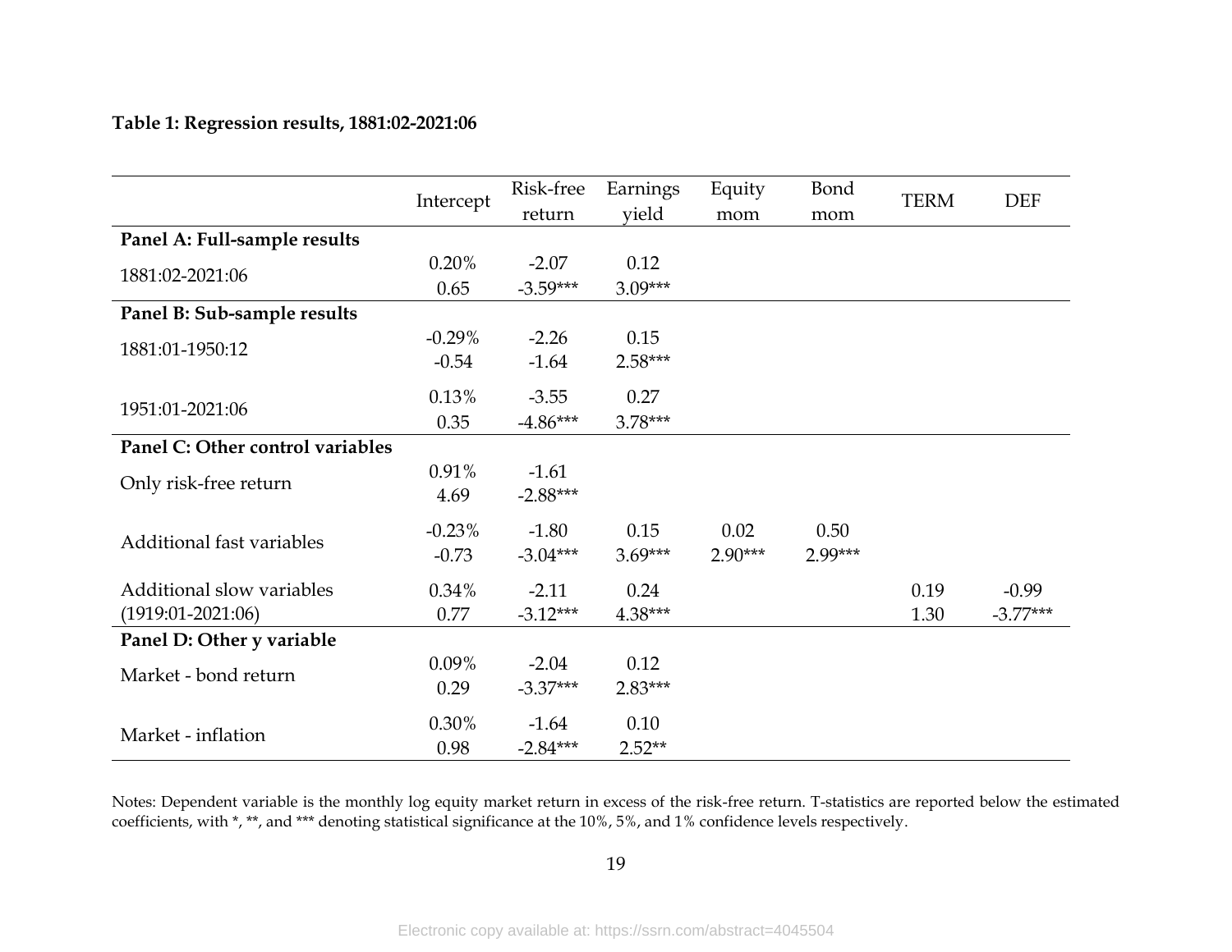**Table 1: Regression results, 1881:02-2021:06**

| | Intercept | Risk-free return | Earnings yield | Equity mom | Bond mom | TERM | DEF |
|---|---|---|---|---|---|---|---|
| **Panel A: Full-sample results** | | | | | | | |
| 1881:02-2021:06 | 0.20% | -2.07 | 0.12 | | | | |
| | 0.65 | -3.59*** | 3.09*** | | | | |
| **Panel B: Sub-sample results** | | | | | | | |
| 1881:01-1950:12 | -0.29% | -2.26 | 0.15 | | | | |
| | -0.54 | -1.64 | 2.58*** | | | | |
| 1951:01-2021:06 | 0.13% | -3.55 | 0.27 | | | | |
| | 0.35 | -4.86*** | 3.78*** | | | | |
| **Panel C: Other control variables** | | | | | | | |
| Only risk-free return | 0.91% | -1.61 | | | | | |
| | 4.69 | -2.88*** | | | | | |
| Additional fast variables | -0.23% | -1.80 | 0.15 | 0.02 | 0.50 | | |
| | -0.73 | -3.04*** | 3.69*** | 2.90*** | 2.99*** | | |
| Additional slow variables | 0.34% | -2.11 | 0.24 | | | 0.19 | -0.99 |
| (1919:01-2021:06) | 0.77 | -3.12*** | 4.38*** | | | 1.30 | -3.77*** |
| **Panel D: Other y variable** | | | | | | | |
| Market - bond return | 0.09% | -2.04 | 0.12 | | | | |
| | 0.29 | -3.37*** | 2.83*** | | | | |
| Market - inflation | 0.30% | -1.64 | 0.10 | | | | |
| | 0.98 | -2.84*** | 2.52** | | | | |

Notes: Dependent variable is the monthly log equity market return in excess of the risk-free return. T-statistics are reported below the estimated coefficients, with *, **, and *** denoting statistical significance at the 10%, 5%, and 1% confidence levels respectively.